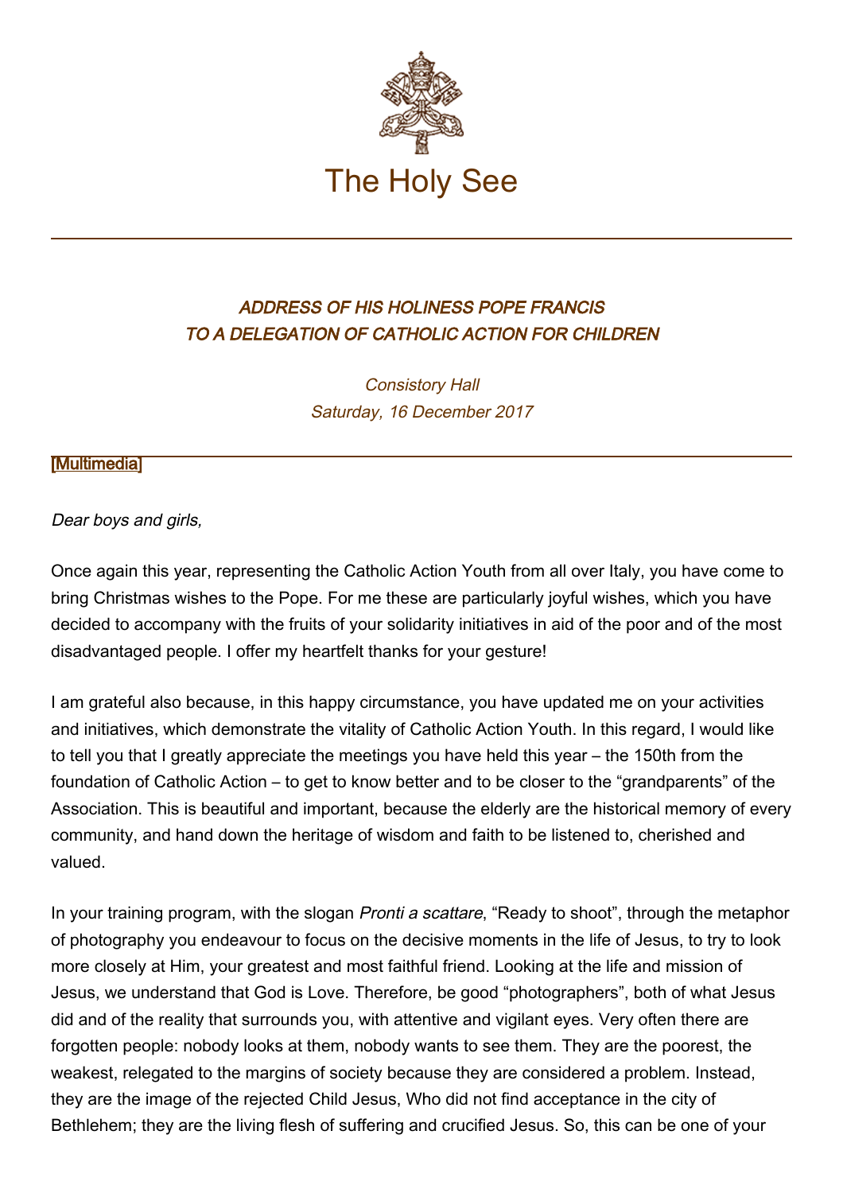# The Holy See

## *ADDRESS OF HIS HOLINESS POPE FRANCIS TO A DELEGATION OF CATHOLIC ACTION FOR CHILDREN*

*Consistory Hall*
*Saturday, 16 December 2017*

[Multimedia]

---

*Dear boys and girls,*

Once again this year, representing the Catholic Action Youth from all over Italy, you have come to bring Christmas wishes to the Pope. For me these are particularly joyful wishes, which you have decided to accompany with the fruits of your solidarity initiatives in aid of the poor and of the most disadvantaged people. I offer my heartfelt thanks for your gesture!

I am grateful also because, in this happy circumstance, you have updated me on your activities and initiatives, which demonstrate the vitality of Catholic Action Youth. In this regard, I would like to tell you that I greatly appreciate the meetings you have held this year – the 150th from the foundation of Catholic Action – to get to know better and to be closer to the "grandparents" of the Association. This is beautiful and important, because the elderly are the historical memory of every community, and hand down the heritage of wisdom and faith to be listened to, cherished and valued.

In your training program, with the slogan *Pronti a scattare*, "Ready to shoot", through the metaphor of photography you endeavour to focus on the decisive moments in the life of Jesus, to try to look more closely at Him, your greatest and most faithful friend. Looking at the life and mission of Jesus, we understand that God is Love. Therefore, be good "photographers", both of what Jesus did and of the reality that surrounds you, with attentive and vigilant eyes. Very often there are forgotten people: nobody looks at them, nobody wants to see them. They are the poorest, the weakest, relegated to the margins of society because they are considered a problem. Instead, they are the image of the rejected Child Jesus, Who did not find acceptance in the city of Bethlehem; they are the living flesh of suffering and crucified Jesus. So, this can be one of your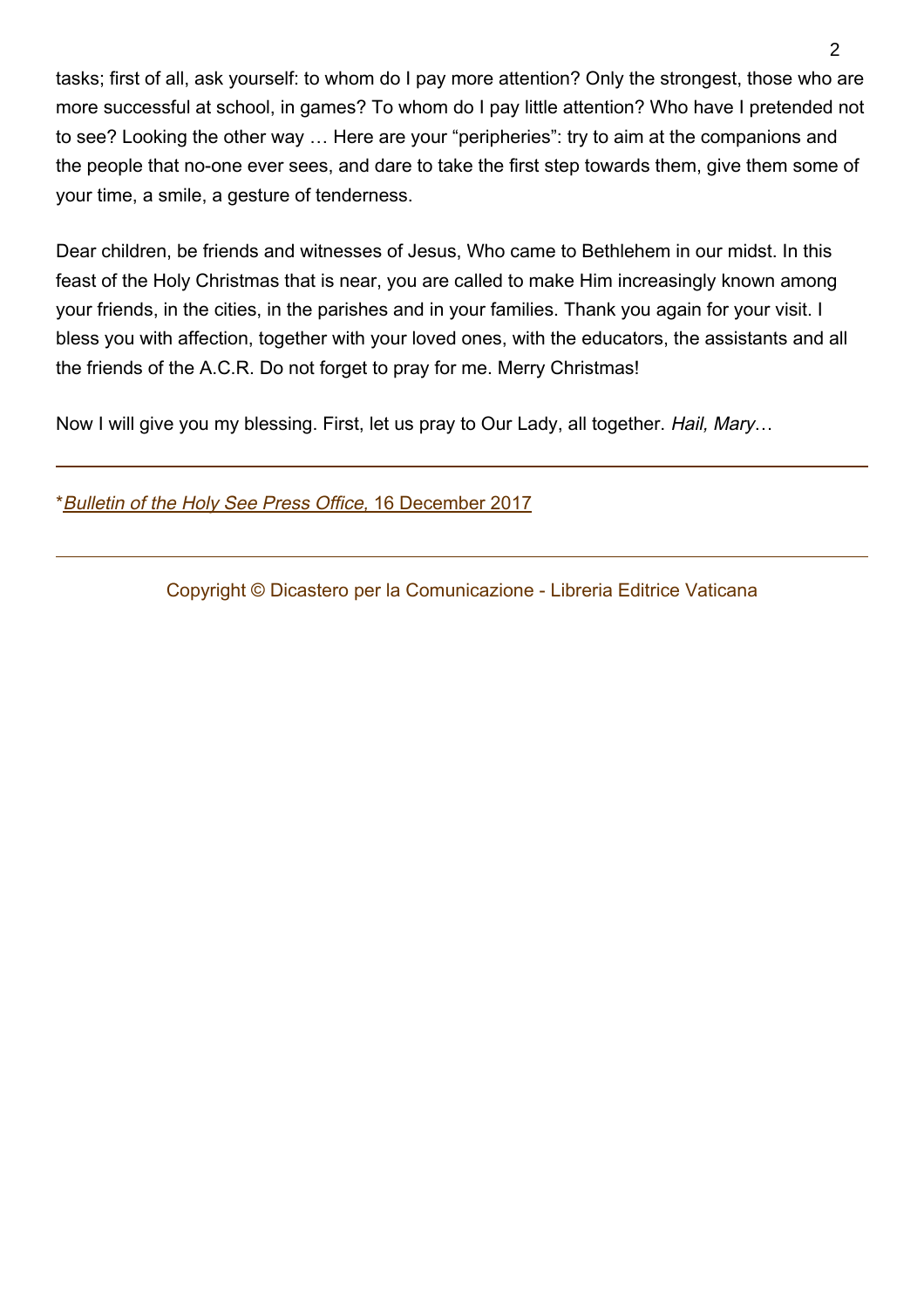tasks; first of all, ask yourself: to whom do I pay more attention? Only the strongest, those who are more successful at school, in games? To whom do I pay little attention? Who have I pretended not to see? Looking the other way … Here are your “peripheries”: try to aim at the companions and the people that no-one ever sees, and dare to take the first step towards them, give them some of your time, a smile, a gesture of tenderness.

Dear children, be friends and witnesses of Jesus, Who came to Bethlehem in our midst. In this feast of the Holy Christmas that is near, you are called to make Him increasingly known among your friends, in the cities, in the parishes and in your families. Thank you again for your visit. I bless you with affection, together with your loved ones, with the educators, the assistants and all the friends of the A.C.R. Do not forget to pray for me. Merry Christmas!

Now I will give you my blessing. First, let us pray to Our Lady, all together. *Hail, Mary…*

---

\**Bulletin of the Holy See Press Office,* 16 December 2017

---

Copyright © Dicastero per la Comunicazione - Libreria Editrice Vaticana